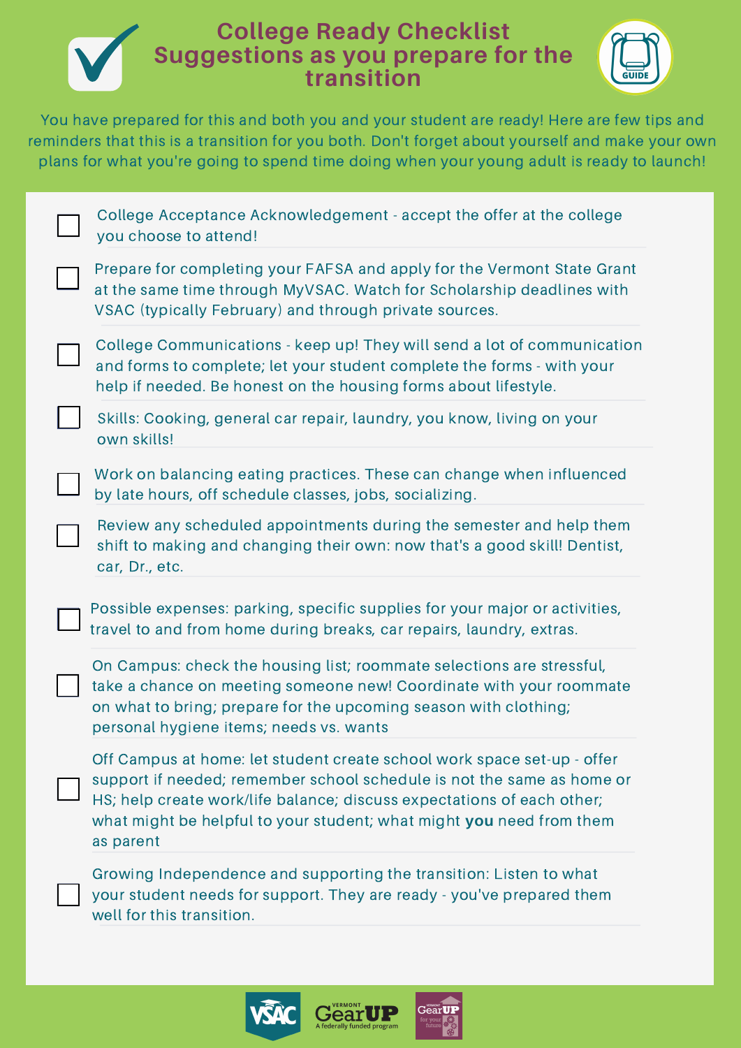# College Ready Checklist
## Suggestions as you prepare for the transition

You have prepared for this and both you and your student are ready! Here are few tips and reminders that this is a transition for you both. Don't forget about yourself and make your own plans for what you're going to spend time doing when your young adult is ready to launch!

- [ ] College Acceptance Acknowledgement - accept the offer at the college you choose to attend!
- [ ] Prepare for completing your FAFSA and apply for the Vermont State Grant at the same time through MyVSAC. Watch for Scholarship deadlines with VSAC (typically February) and through private sources.
- [ ] College Communications - keep up! They will send a lot of communication and forms to complete; let your student complete the forms - with your help if needed. Be honest on the housing forms about lifestyle.
- [ ] Skills: Cooking, general car repair, laundry, you know, living on your own skills!
- [ ] Work on balancing eating practices. These can change when influenced by late hours, off schedule classes, jobs, socializing.
- [ ] Review any scheduled appointments during the semester and help them shift to making and changing their own: now that's a good skill! Dentist, car, Dr., etc.
- [ ] Possible expenses: parking, specific supplies for your major or activities, travel to and from home during breaks, car repairs, laundry, extras.
- [ ] On Campus: check the housing list; roommate selections are stressful, take a chance on meeting someone new! Coordinate with your roommate on what to bring; prepare for the upcoming season with clothing; personal hygiene items; needs vs. wants
- [ ] Off Campus at home: let student create school work space set-up - offer support if needed; remember school schedule is not the same as home or HS; help create work/life balance; discuss expectations of each other; what might be helpful to your student; what might **you** need from them as parent
- [ ] Growing Independence and supporting the transition: Listen to what your student needs for support. They are ready - you've prepared them well for this transition.

VSAC | Vermont GearUP – A federally funded program | Vermont GearUP for your future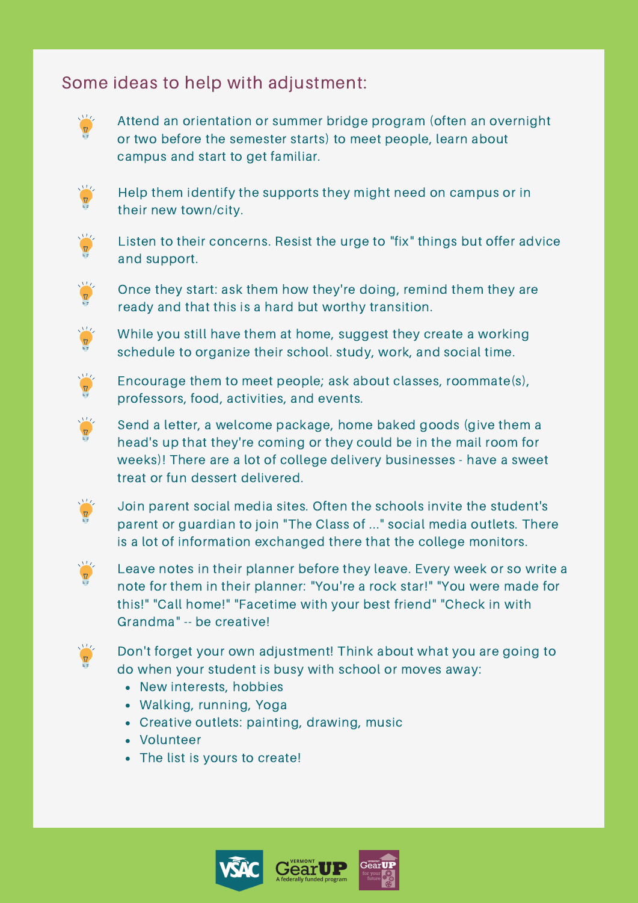## Some ideas to help with adjustment:

- Attend an orientation or summer bridge program (often an overnight or two before the semester starts) to meet people, learn about campus and start to get familiar.
- Help them identify the supports they might need on campus or in their new town/city.
- Listen to their concerns. Resist the urge to "fix" things but offer advice and support.
- Once they start: ask them how they're doing, remind them they are ready and that this is a hard but worthy transition.
- While you still have them at home, suggest they create a working schedule to organize their school. study, work, and social time.
- Encourage them to meet people; ask about classes, roommate(s), professors, food, activities, and events.
- Send a letter, a welcome package, home baked goods (give them a head's up that they're coming or they could be in the mail room for weeks)! There are a lot of college delivery businesses - have a sweet treat or fun dessert delivered.
- Join parent social media sites. Often the schools invite the student's parent or guardian to join "The Class of ..." social media outlets. There is a lot of information exchanged there that the college monitors.
- Leave notes in their planner before they leave. Every week or so write a note for them in their planner: "You're a rock star!" "You were made for this!" "Call home!" "Facetime with your best friend" "Check in with Grandma" -- be creative!
- Don't forget your own adjustment! Think about what you are going to do when your student is busy with school or moves away:
  - New interests, hobbies
  - Walking, running, Yoga
  - Creative outlets: painting, drawing, music
  - Volunteer
  - The list is yours to create!